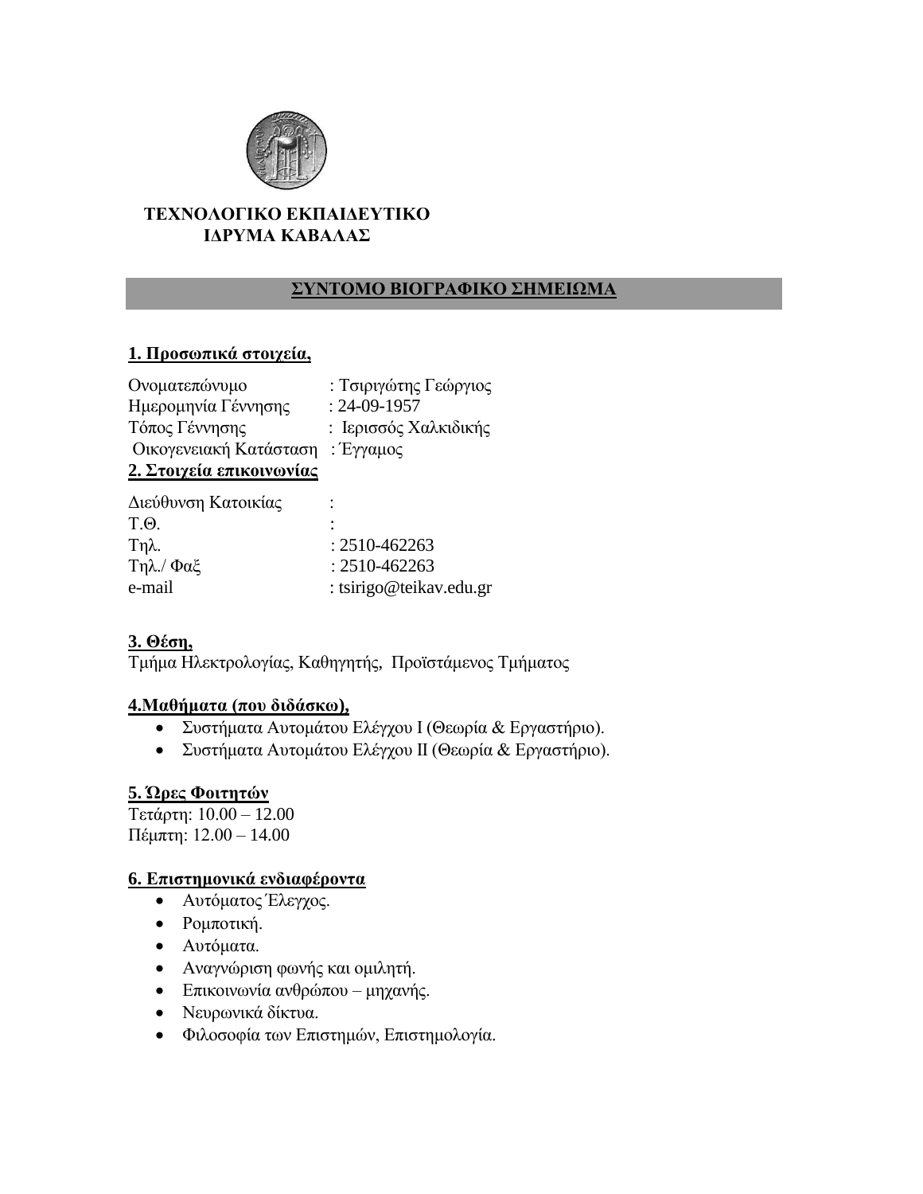**ΤΕΧΝΟΛΟΓΙΚΟ ΕΚΠΑΙΔΕΥΤΙΚΟ ΙΔΡΥΜΑ ΚΑΒΑΛΑΣ**

## ΣΥΝΤΟΜΟ ΒΙΟΓΡΑΦΙΚΟ ΣΗΜΕΙΩΜΑ

### 1. Προσωπικά στοιχεία,

Ονοματεπώνυμο : Τσιριγώτης Γεώργιος
Ημερομηνία Γέννησης : 24-09-1957
Τόπος Γέννησης : Ιερισσός Χαλκιδικής
Οικογενειακή Κατάσταση : Έγγαμος

### 2. Στοιχεία επικοινωνίας

Διεύθυνση Κατοικίας :
Τ.Θ. :
Τηλ. : 2510-462263
Τηλ./ Φαξ : 2510-462263
e-mail : tsirigo@teikav.edu.gr

### 3. Θέση,

Τμήμα Ηλεκτρολογίας, Καθηγητής, Προϊστάμενος Τμήματος

### 4.Μαθήματα (που διδάσκω),

- Συστήματα Αυτομάτου Ελέγχου Ι (Θεωρία & Εργαστήριο).
- Συστήματα Αυτομάτου Ελέγχου ΙΙ (Θεωρία & Εργαστήριο).

### 5. Ώρες Φοιτητών

Τετάρτη: 10.00 – 12.00
Πέμπτη: 12.00 – 14.00

### 6. Επιστημονικά ενδιαφέροντα

- Αυτόματος Έλεγχος.
- Ρομποτική.
- Αυτόματα.
- Αναγνώριση φωνής και ομιλητή.
- Επικοινωνία ανθρώπου – μηχανής.
- Νευρωνικά δίκτυα.
- Φιλοσοφία των Επιστημών, Επιστημολογία.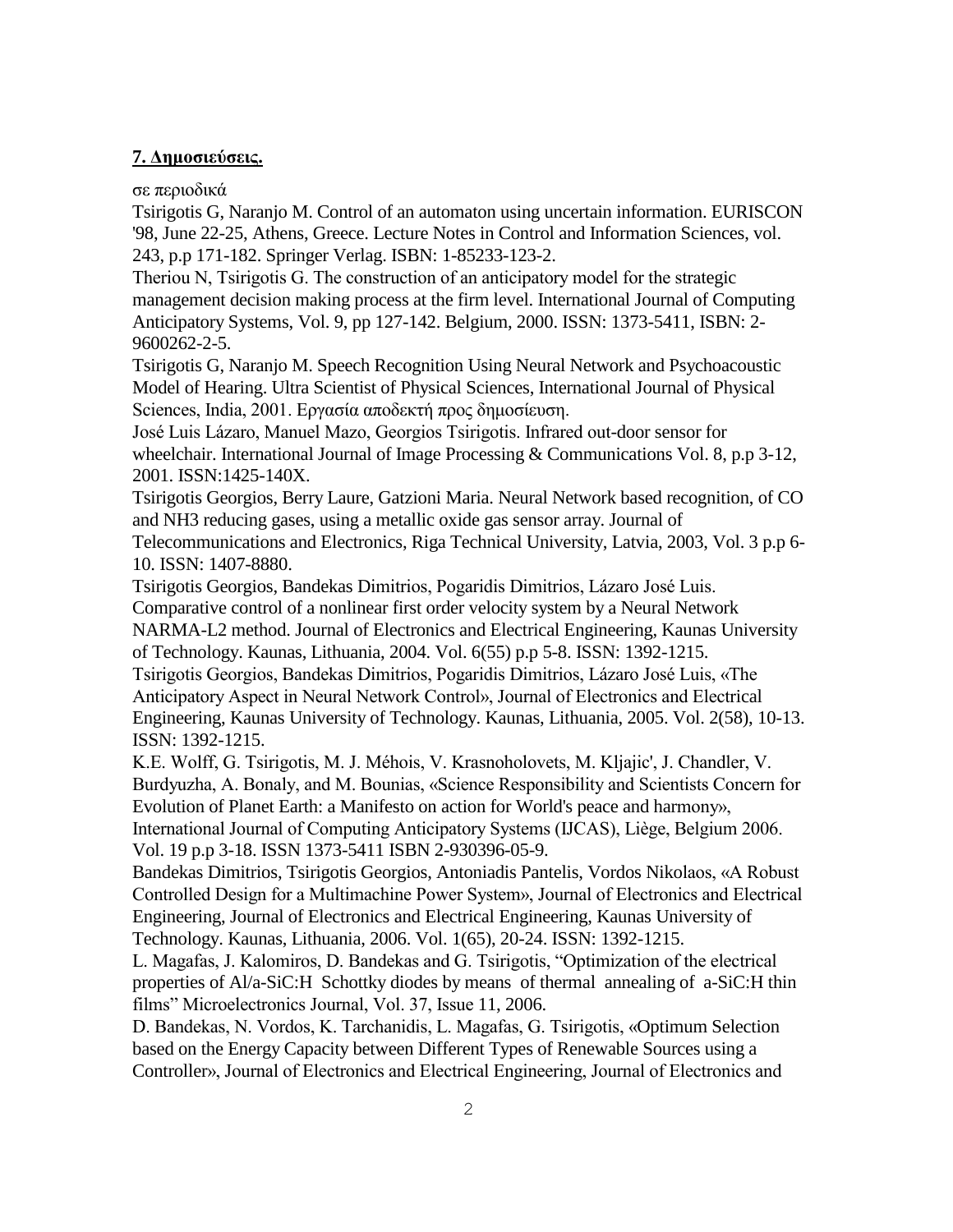## **7. Δημοσιεύσεις.**

σε περιοδικά

Tsirigotis G, Naranjo M. Control of an automaton using uncertain information. EURISCON '98, June 22-25, Athens, Greece. Lecture Notes in Control and Information Sciences, vol. 243, p.p 171-182. Springer Verlag. ISBN: 1-85233-123-2.

Theriou N, Tsirigotis G. The construction of an anticipatory model for the strategic management decision making process at the firm level. International Journal of Computing Anticipatory Systems, Vol. 9, pp 127-142. Belgium, 2000. ISSN: 1373-5411, ISBN: 2-9600262-2-5.

Tsirigotis G, Naranjo M. Speech Recognition Using Neural Network and Psychoacoustic Model of Hearing. Ultra Scientist of Physical Sciences, International Journal of Physical Sciences, India, 2001. Εργασία αποδεκτή προς δημοσίευση.

José Luis Lázaro, Manuel Mazo, Georgios Tsirigotis. Infrared out-door sensor for wheelchair. International Journal of Image Processing & Communications Vol. 8, p.p 3-12, 2001. ISSN:1425-140X.

Tsirigotis Georgios, Berry Laure, Gatzioni Maria. Neural Network based recognition, of CO and NH3 reducing gases, using a metallic oxide gas sensor array. Journal of Telecommunications and Electronics, Riga Technical University, Latvia, 2003, Vol. 3 p.p 6-10. ISSN: 1407-8880.

Tsirigotis Georgios, Bandekas Dimitrios, Pogaridis Dimitrios, Lázaro José Luis. Comparative control of a nonlinear first order velocity system by a Neural Network NARMA-L2 method. Journal of Electronics and Electrical Engineering, Kaunas University of Technology. Kaunas, Lithuania, 2004. Vol. 6(55) p.p 5-8. ISSN: 1392-1215.

Tsirigotis Georgios, Bandekas Dimitrios, Pogaridis Dimitrios, Lázaro José Luis, «The Anticipatory Aspect in Neural Network Control», Journal of Electronics and Electrical Engineering, Kaunas University of Technology. Kaunas, Lithuania, 2005. Vol. 2(58), 10-13. ISSN: 1392-1215.

K.E. Wolff, G. Tsirigotis, M. J. Méhois, V. Krasnoholovets, M. Kljajic', J. Chandler, V. Burdyuzha, A. Bonaly, and M. Bounias, «Science Responsibility and Scientists Concern for Evolution of Planet Earth: a Manifesto on action for World's peace and harmony», International Journal of Computing Anticipatory Systems (IJCAS), Liège, Belgium 2006. Vol. 19 p.p 3-18. ISSN 1373-5411 ISBN 2-930396-05-9.

Bandekas Dimitrios, Tsirigotis Georgios, Antoniadis Pantelis, Vordos Nikolaos, «A Robust Controlled Design for a Multimachine Power System», Journal of Electronics and Electrical Engineering, Journal of Electronics and Electrical Engineering, Kaunas University of Technology. Kaunas, Lithuania, 2006. Vol. 1(65), 20-24. ISSN: 1392-1215.

L. Magafas, J. Kalomiros, D. Bandekas and G. Tsirigotis, "Optimization of the electrical properties of Al/a-SiC:H Schottky diodes by means of thermal annealing of a-SiC:H thin films" Microelectronics Journal, Vol. 37, Issue 11, 2006.

D. Bandekas, N. Vordos, K. Tarchanidis, L. Magafas, G. Tsirigotis, «Optimum Selection based on the Energy Capacity between Different Types of Renewable Sources using a Controller», Journal of Electronics and Electrical Engineering, Journal of Electronics and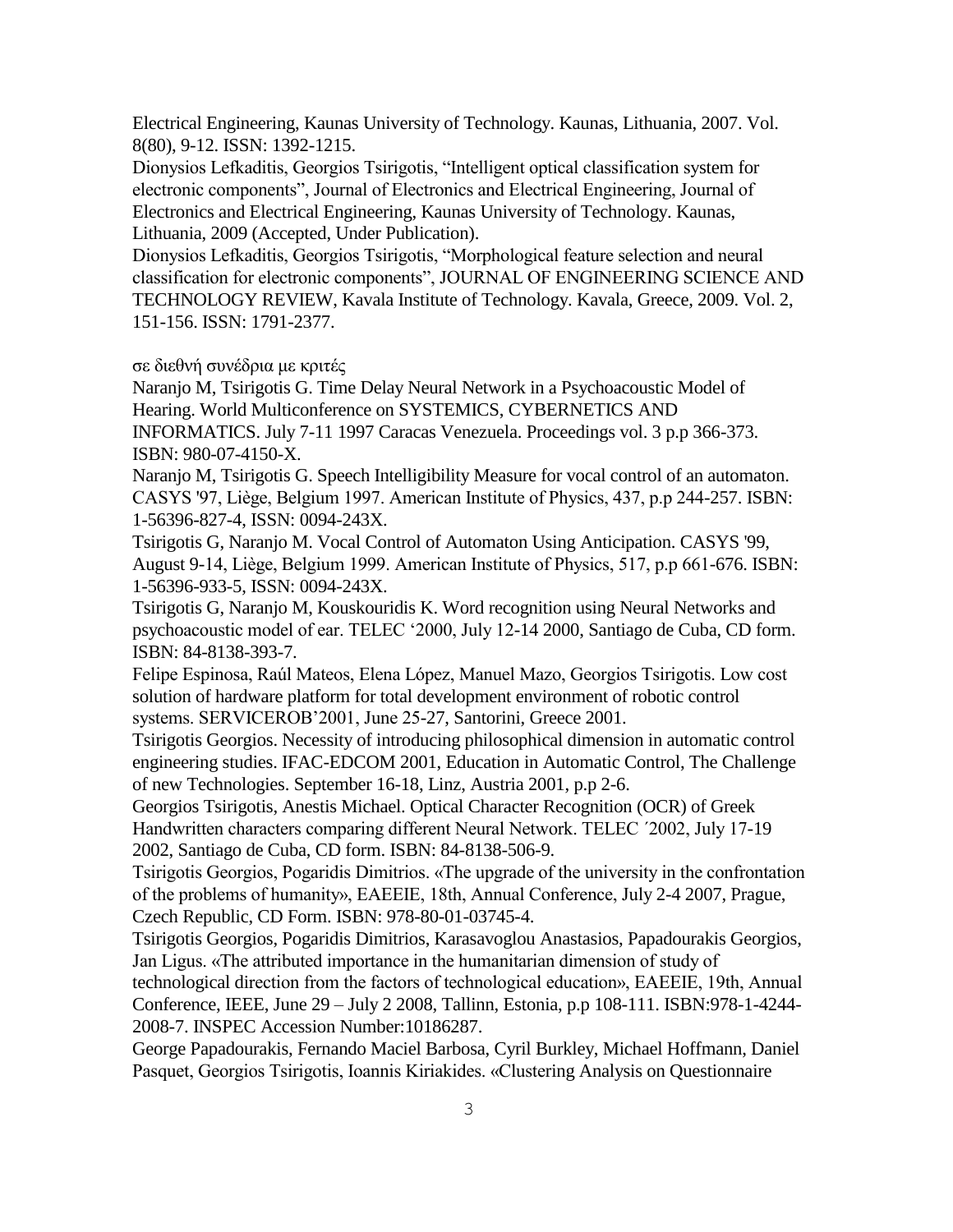Electrical Engineering, Kaunas University of Technology. Kaunas, Lithuania, 2007. Vol. 8(80), 9-12. ISSN: 1392-1215.

Dionysios Lefkaditis, Georgios Tsirigotis, "Intelligent optical classification system for electronic components", Journal of Electronics and Electrical Engineering, Journal of Electronics and Electrical Engineering, Kaunas University of Technology. Kaunas, Lithuania, 2009 (Accepted, Under Publication).

Dionysios Lefkaditis, Georgios Tsirigotis, "Morphological feature selection and neural classification for electronic components", JOURNAL OF ENGINEERING SCIENCE AND TECHNOLOGY REVIEW, Kavala Institute of Technology. Kavala, Greece, 2009. Vol. 2, 151-156. ISSN: 1791-2377.

σε διεθνή συνέδρια με κριτές

Naranjo M, Tsirigotis G. Time Delay Neural Network in a Psychoacoustic Model of Hearing. World Multiconference on SYSTEMICS, CYBERNETICS AND INFORMATICS. July 7-11 1997 Caracas Venezuela. Proceedings vol. 3 p.p 366-373. ISBN: 980-07-4150-X.

Naranjo M, Tsirigotis G. Speech Intelligibility Measure for vocal control of an automaton. CASYS '97, Liège, Belgium 1997. American Institute of Physics, 437, p.p 244-257. ISBN: 1-56396-827-4, ISSN: 0094-243X.

Tsirigotis G, Naranjo M. Vocal Control of Automaton Using Anticipation. CASYS '99, August 9-14, Liège, Belgium 1999. American Institute of Physics, 517, p.p 661-676. ISBN: 1-56396-933-5, ISSN: 0094-243X.

Tsirigotis G, Naranjo M, Kouskouridis K. Word recognition using Neural Networks and psychoacoustic model of ear. TELEC '2000, July 12-14 2000, Santiago de Cuba, CD form. ISBN: 84-8138-393-7.

Felipe Espinosa, Raúl Mateos, Elena López, Manuel Mazo, Georgios Tsirigotis. Low cost solution of hardware platform for total development environment of robotic control systems. SERVICEROB'2001, June 25-27, Santorini, Greece 2001.

Tsirigotis Georgios. Necessity of introducing philosophical dimension in automatic control engineering studies. IFAC-EDCOM 2001, Education in Automatic Control, The Challenge of new Technologies. September 16-18, Linz, Austria 2001, p.p 2-6.

Georgios Tsirigotis, Anestis Michael. Optical Character Recognition (OCR) of Greek Handwritten characters comparing different Neural Network. TELEC ΄2002, July 17-19 2002, Santiago de Cuba, CD form. ISBN: 84-8138-506-9.

Tsirigotis Georgios, Pogaridis Dimitrios. «The upgrade of the university in the confrontation of the problems of humanity», EAEEIE, 18th, Annual Conference, July 2-4 2007, Prague, Czech Republic, CD Form. ISBN: 978-80-01-03745-4.

Tsirigotis Georgios, Pogaridis Dimitrios, Karasavoglou Anastasios, Papadourakis Georgios, Jan Ligus. «The attributed importance in the humanitarian dimension of study of technological direction from the factors of technological education», EAEEIE, 19th, Annual Conference, IEEE, June 29 – July 2 2008, Tallinn, Estonia, p.p 108-111. ISBN:978-1-4244-2008-7. INSPEC Accession Number:10186287.

George Papadourakis, Fernando Maciel Barbosa, Cyril Burkley, Michael Hoffmann, Daniel Pasquet, Georgios Tsirigotis, Ioannis Kiriakides. «Clustering Analysis on Questionnaire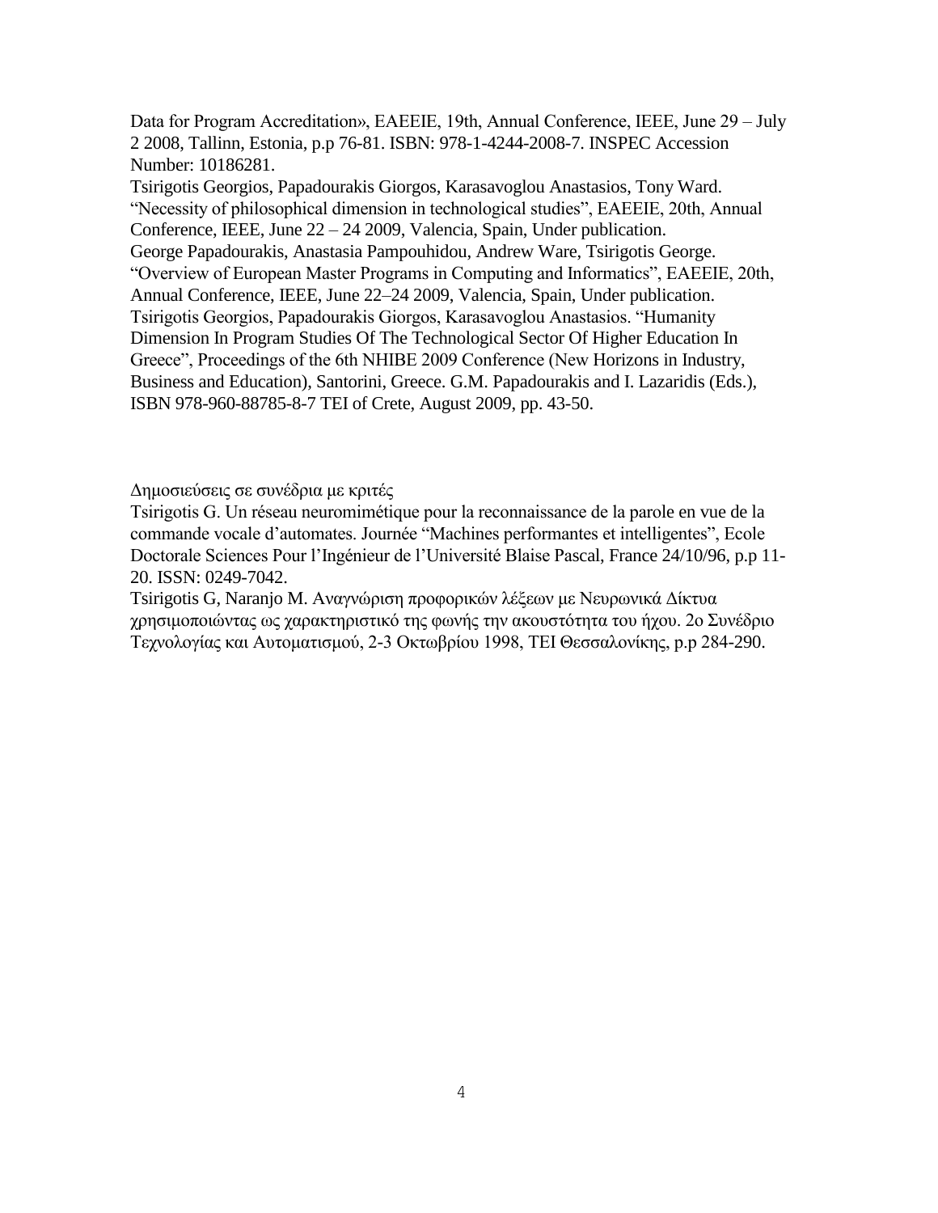Data for Program Accreditation», EAEEIE, 19th, Annual Conference, IEEE, June 29 – July 2 2008, Tallinn, Estonia, p.p 76-81. ISBN: 978-1-4244-2008-7. INSPEC Accession Number: 10186281.

Tsirigotis Georgios, Papadourakis Giorgos, Karasavoglou Anastasios, Tony Ward. "Necessity of philosophical dimension in technological studies", EAEEIE, 20th, Annual Conference, IEEE, June 22 – 24 2009, Valencia, Spain, Under publication.

George Papadourakis, Anastasia Pampouhidou, Andrew Ware, Tsirigotis George. "Overview of European Master Programs in Computing and Informatics", EAEEIE, 20th, Annual Conference, IEEE, June 22–24 2009, Valencia, Spain, Under publication.

Tsirigotis Georgios, Papadourakis Giorgos, Karasavoglou Anastasios. "Humanity Dimension In Program Studies Of The Technological Sector Of Higher Education In Greece", Proceedings of the 6th NHIBE 2009 Conference (New Horizons in Industry, Business and Education), Santorini, Greece. G.M. Papadourakis and I. Lazaridis (Eds.), ISBN 978-960-88785-8-7 TEI of Crete, August 2009, pp. 43-50.

Δημοσιεύσεις σε συνέδρια με κριτές

Tsirigotis G. Un réseau neuromimétique pour la reconnaissance de la parole en vue de la commande vocale d'automates. Journée "Machines performantes et intelligentes", Ecole Doctorale Sciences Pour l'Ingénieur de l'Université Blaise Pascal, France 24/10/96, p.p 11-20. ISSN: 0249-7042.

Tsirigotis G, Naranjo M. Αναγνώριση προφορικών λέξεων με Νευρωνικά Δίκτυα χρησιμοποιώντας ως χαρακτηριστικό της φωνής την ακουστότητα του ήχου. 2ο Συνέδριο Τεχνολογίας και Αυτοματισμού, 2-3 Οκτωβρίου 1998, ΤΕΙ Θεσσαλονίκης, p.p 284-290.